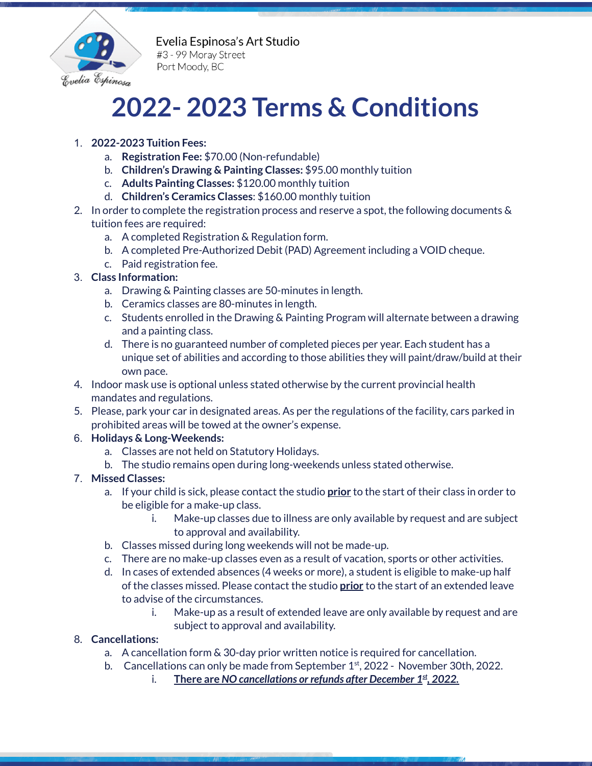Evelia Espinosa's Art Studio
#3 - 99 Moray Street
Port Moody, BC

# 2022- 2023 Terms & Conditions

1. **2022-2023 Tuition Fees:**
   a. **Registration Fee:** $70.00 (Non-refundable)
   b. **Children's Drawing & Painting Classes:** $95.00 monthly tuition
   c. **Adults Painting Classes:** $120.00 monthly tuition
   d. **Children's Ceramics Classes**: $160.00 monthly tuition
2. In order to complete the registration process and reserve a spot, the following documents & tuition fees are required:
   a. A completed Registration & Regulation form.
   b. A completed Pre-Authorized Debit (PAD) Agreement including a VOID cheque.
   c. Paid registration fee.
3. **Class Information:**
   a. Drawing & Painting classes are 50-minutes in length.
   b. Ceramics classes are 80-minutes in length.
   c. Students enrolled in the Drawing & Painting Program will alternate between a drawing and a painting class.
   d. There is no guaranteed number of completed pieces per year. Each student has a unique set of abilities and according to those abilities they will paint/draw/build at their own pace.
4. Indoor mask use is optional unless stated otherwise by the current provincial health mandates and regulations.
5. Please, park your car in designated areas. As per the regulations of the facility, cars parked in prohibited areas will be towed at the owner's expense.
6. **Holidays & Long-Weekends:**
   a. Classes are not held on Statutory Holidays.
   b. The studio remains open during long-weekends unless stated otherwise.
7. **Missed Classes:**
   a. If your child is sick, please contact the studio **prior** to the start of their class in order to be eligible for a make-up class.
      i. Make-up classes due to illness are only available by request and are subject to approval and availability.
   b. Classes missed during long weekends will not be made-up.
   c. There are no make-up classes even as a result of vacation, sports or other activities.
   d. In cases of extended absences (4 weeks or more), a student is eligible to make-up half of the classes missed. Please contact the studio **prior** to the start of an extended leave to advise of the circumstances.
      i. Make-up as a result of extended leave are only available by request and are subject to approval and availability.
8. **Cancellations:**
   a. A cancellation form & 30-day prior written notice is required for cancellation.
   b. Cancellations can only be made from September 1st, 2022 - November 30th, 2022.
      i. **There are *NO cancellations or refunds after December 1st*, *2022.***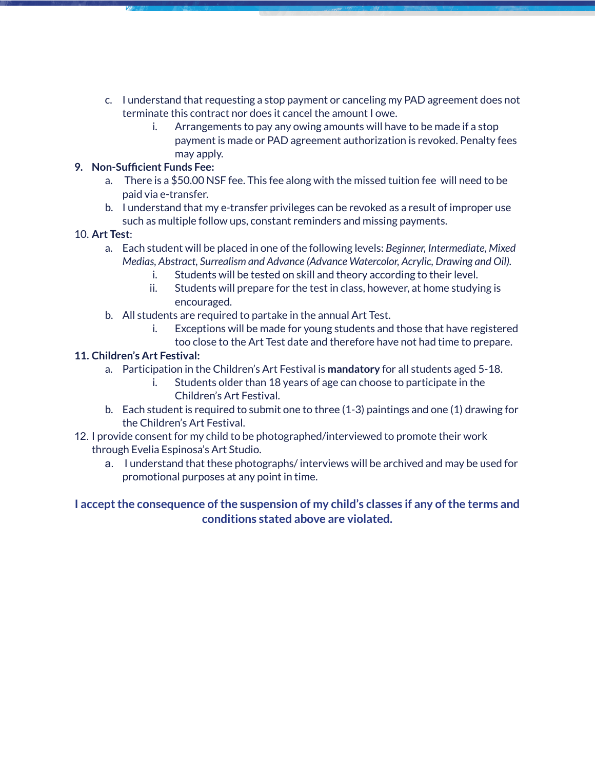c. I understand that requesting a stop payment or canceling my PAD agreement does not terminate this contract nor does it cancel the amount I owe.
      i. Arrangements to pay any owing amounts will have to be made if a stop payment is made or PAD agreement authorization is revoked. Penalty fees may apply.

9. **Non-Sufficient Funds Fee:**
   a. There is a $50.00 NSF fee. This fee along with the missed tuition fee will need to be paid via e-transfer.
   b. I understand that my e-transfer privileges can be revoked as a result of improper use such as multiple follow ups, constant reminders and missing payments.

10. **Art Test**:
    a. Each student will be placed in one of the following levels: *Beginner, Intermediate, Mixed Medias, Abstract, Surrealism and Advance (Advance Watercolor, Acrylic, Drawing and Oil).*
       i. Students will be tested on skill and theory according to their level.
       ii. Students will prepare for the test in class, however, at home studying is encouraged.
    b. All students are required to partake in the annual Art Test.
       i. Exceptions will be made for young students and those that have registered too close to the Art Test date and therefore have not had time to prepare.

11. **Children's Art Festival:**
    a. Participation in the Children's Art Festival is **mandatory** for all students aged 5-18.
       i. Students older than 18 years of age can choose to participate in the Children's Art Festival.
    b. Each student is required to submit one to three (1-3) paintings and one (1) drawing for the Children's Art Festival.

12. I provide consent for my child to be photographed/interviewed to promote their work through Evelia Espinosa's Art Studio.
    a. I understand that these photographs/ interviews will be archived and may be used for promotional purposes at any point in time.

**I accept the consequence of the suspension of my child's classes if any of the terms and conditions stated above are violated.**